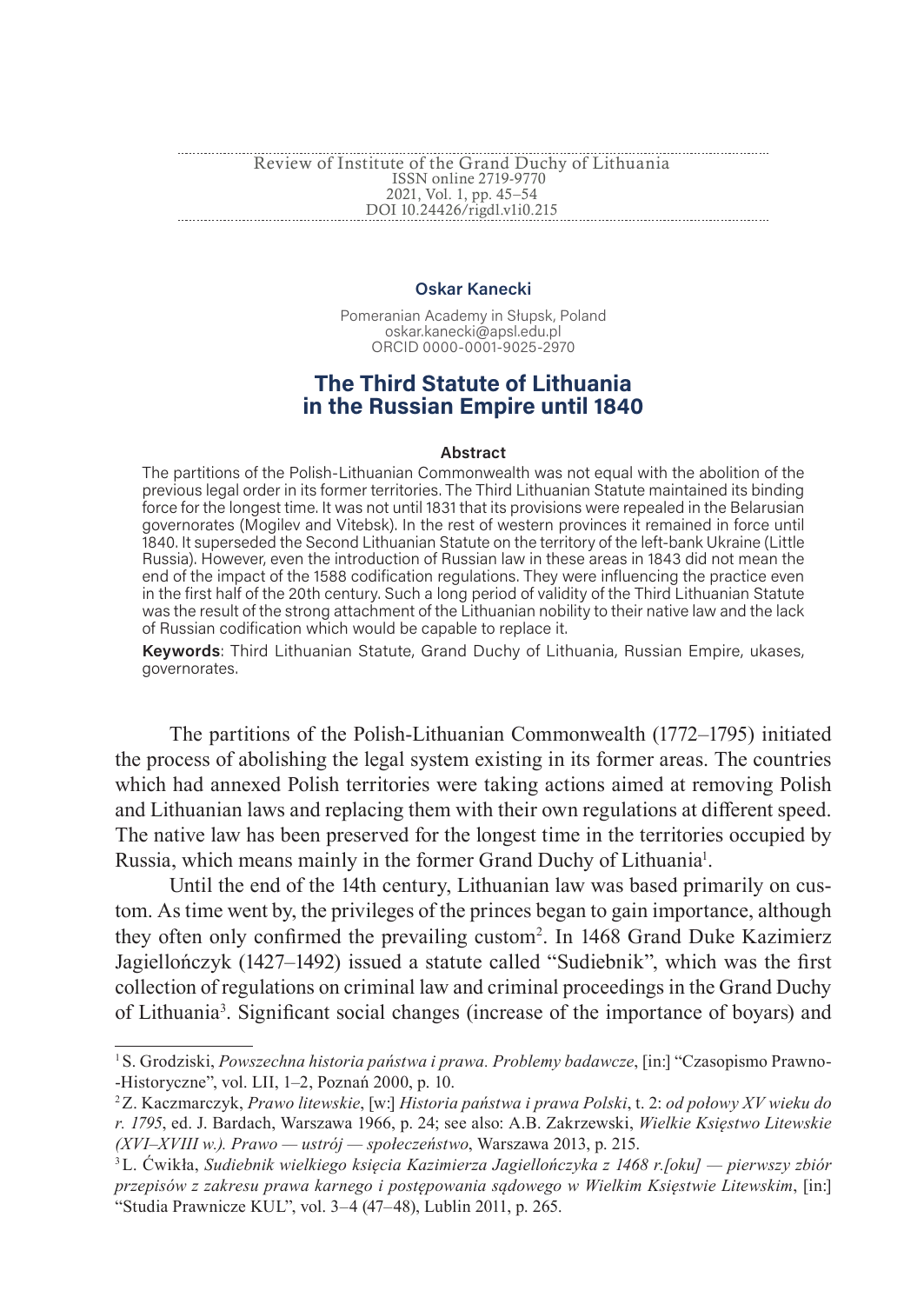Review of Institute of the Grand Duchy of Lithuania
ISSN online 2719-9770
2021, Vol. 1, pp. 45–54
DOI 10.24426/rigdl.v1i0.215

**Oskar Kanecki**

Pomeranian Academy in Słupsk, Poland
oskar.kanecki@apsl.edu.pl
ORCID 0000-0001-9025-2970

# The Third Statute of Lithuania in the Russian Empire until 1840

**Abstract**

The partitions of the Polish-Lithuanian Commonwealth was not equal with the abolition of the previous legal order in its former territories. The Third Lithuanian Statute maintained its binding force for the longest time. It was not until 1831 that its provisions were repealed in the Belarusian governorates (Mogilev and Vitebsk). In the rest of western provinces it remained in force until 1840. It superseded the Second Lithuanian Statute on the territory of the left-bank Ukraine (Little Russia). However, even the introduction of Russian law in these areas in 1843 did not mean the end of the impact of the 1588 codification regulations. They were influencing the practice even in the first half of the 20th century. Such a long period of validity of the Third Lithuanian Statute was the result of the strong attachment of the Lithuanian nobility to their native law and the lack of Russian codification which would be capable to replace it.

**Keywords**: Third Lithuanian Statute, Grand Duchy of Lithuania, Russian Empire, ukases, governorates.

The partitions of the Polish-Lithuanian Commonwealth (1772–1795) initiated the process of abolishing the legal system existing in its former areas. The countries which had annexed Polish territories were taking actions aimed at removing Polish and Lithuanian laws and replacing them with their own regulations at different speed. The native law has been preserved for the longest time in the territories occupied by Russia, which means mainly in the former Grand Duchy of Lithuania[1].

Until the end of the 14th century, Lithuanian law was based primarily on custom. As time went by, the privileges of the princes began to gain importance, although they often only confirmed the prevailing custom[2]. In 1468 Grand Duke Kazimierz Jagiellończyk (1427–1492) issued a statute called "Sudiebnik", which was the first collection of regulations on criminal law and criminal proceedings in the Grand Duchy of Lithuania[3]. Significant social changes (increase of the importance of boyars) and

---

[1] S. Grodziski, *Powszechna historia państwa i prawa. Problemy badawcze*, [in:] "Czasopismo Prawno-Historyczne", vol. LII, 1–2, Poznań 2000, p. 10.

[2] Z. Kaczmarczyk, *Prawo litewskie*, [w:] *Historia państwa i prawa Polski*, t. 2: *od połowy XV wieku do r. 1795*, ed. J. Bardach, Warszawa 1966, p. 24; see also: A.B. Zakrzewski, *Wielkie Księstwo Litewskie (XVI–XVIII w.). Prawo — ustrój — społeczeństwo*, Warszawa 2013, p. 215.

[3] L. Ćwikła, *Sudiebnik wielkiego księcia Kazimierza Jagiellończyka z 1468 r.[oku] — pierwszy zbiór przepisów z zakresu prawa karnego i postępowania sądowego w Wielkim Księstwie Litewskim*, [in:] "Studia Prawnicze KUL", vol. 3–4 (47–48), Lublin 2011, p. 265.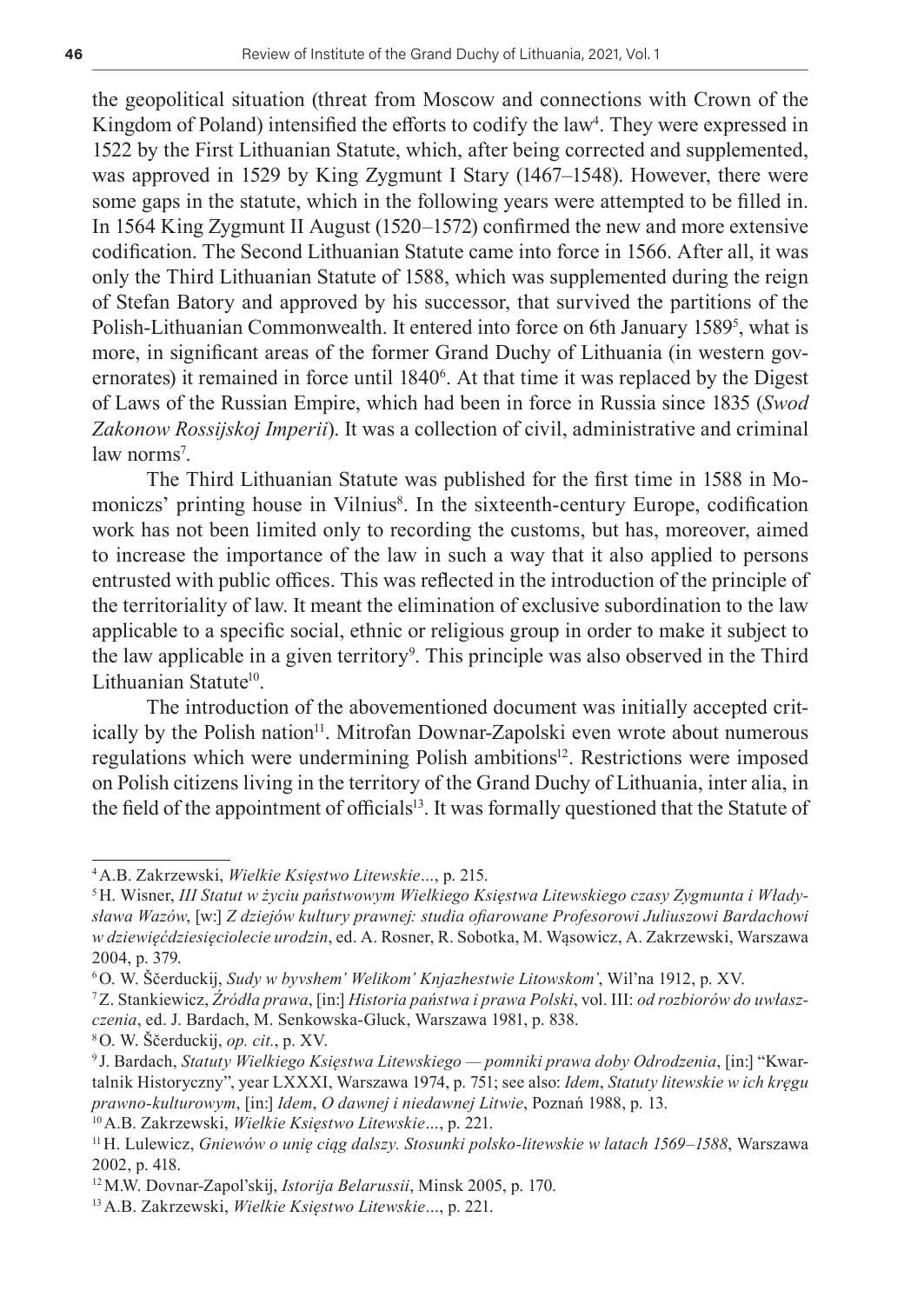the geopolitical situation (threat from Moscow and connections with Crown of the Kingdom of Poland) intensified the efforts to codify the law[4]. They were expressed in 1522 by the First Lithuanian Statute, which, after being corrected and supplemented, was approved in 1529 by King Zygmunt I Stary (1467–1548). However, there were some gaps in the statute, which in the following years were attempted to be filled in. In 1564 King Zygmunt II August (1520–1572) confirmed the new and more extensive codification. The Second Lithuanian Statute came into force in 1566. After all, it was only the Third Lithuanian Statute of 1588, which was supplemented during the reign of Stefan Batory and approved by his successor, that survived the partitions of the Polish-Lithuanian Commonwealth. It entered into force on 6th January 1589[5], what is more, in significant areas of the former Grand Duchy of Lithuania (in western governorates) it remained in force until 1840[6]. At that time it was replaced by the Digest of Laws of the Russian Empire, which had been in force in Russia since 1835 (*Swod Zakonow Rossijskoj Imperii*). It was a collection of civil, administrative and criminal law norms[7].

The Third Lithuanian Statute was published for the first time in 1588 in Momoniczs' printing house in Vilnius[8]. In the sixteenth-century Europe, codification work has not been limited only to recording the customs, but has, moreover, aimed to increase the importance of the law in such a way that it also applied to persons entrusted with public offices. This was reflected in the introduction of the principle of the territoriality of law. It meant the elimination of exclusive subordination to the law applicable to a specific social, ethnic or religious group in order to make it subject to the law applicable in a given territory[9]. This principle was also observed in the Third Lithuanian Statute[10].

The introduction of the abovementioned document was initially accepted critically by the Polish nation[11]. Mitrofan Downar-Zapolski even wrote about numerous regulations which were undermining Polish ambitions[12]. Restrictions were imposed on Polish citizens living in the territory of the Grand Duchy of Lithuania, inter alia, in the field of the appointment of officials[13]. It was formally questioned that the Statute of

---

[4] A.B. Zakrzewski, *Wielkie Księstwo Litewskie*..., p. 215.

[5] H. Wisner, *III Statut w życiu państwowym Wielkiego Księstwa Litewskiego czasy Zygmunta i Władysława Wazów*, [w:] *Z dziejów kultury prawnej: studia ofiarowane Profesorowi Juliuszowi Bardachowi w dziewięćdziesięciolecie urodzin*, ed. A. Rosner, R. Sobotka, M. Wąsowicz, A. Zakrzewski, Warszawa 2004, p. 379.

[6] O. W. Ščerduckij, *Sudy w byvshem' Welikom' Knjazhestwie Litowskom'*, Wil'na 1912, p. XV.

[7] Z. Stankiewicz, *Źródła prawa*, [in:] *Historia państwa i prawa Polski*, vol. III: *od rozbiorów do uwłaszczenia*, ed. J. Bardach, M. Senkowska-Gluck, Warszawa 1981, p. 838.

[8] O. W. Ščerduckij, *op. cit.*, p. XV.

[9] J. Bardach, *Statuty Wielkiego Księstwa Litewskiego — pomniki prawa doby Odrodzenia*, [in:] "Kwartalnik Historyczny", year LXXXI, Warszawa 1974, p. 751; see also: *Idem*, *Statuty litewskie w ich kręgu prawno-kulturowym*, [in:] *Idem*, *O dawnej i niedawnej Litwie*, Poznań 1988, p. 13.

[10] A.B. Zakrzewski, *Wielkie Księstwo Litewskie*..., p. 221.

[11] H. Lulewicz, *Gniewów o unię ciąg dalszy. Stosunki polsko-litewskie w latach 1569–1588*, Warszawa 2002, p. 418.

[12] M.W. Dovnar-Zapol'skij, *Istorija Belarussii*, Minsk 2005, p. 170.

[13] A.B. Zakrzewski, *Wielkie Księstwo Litewskie*..., p. 221.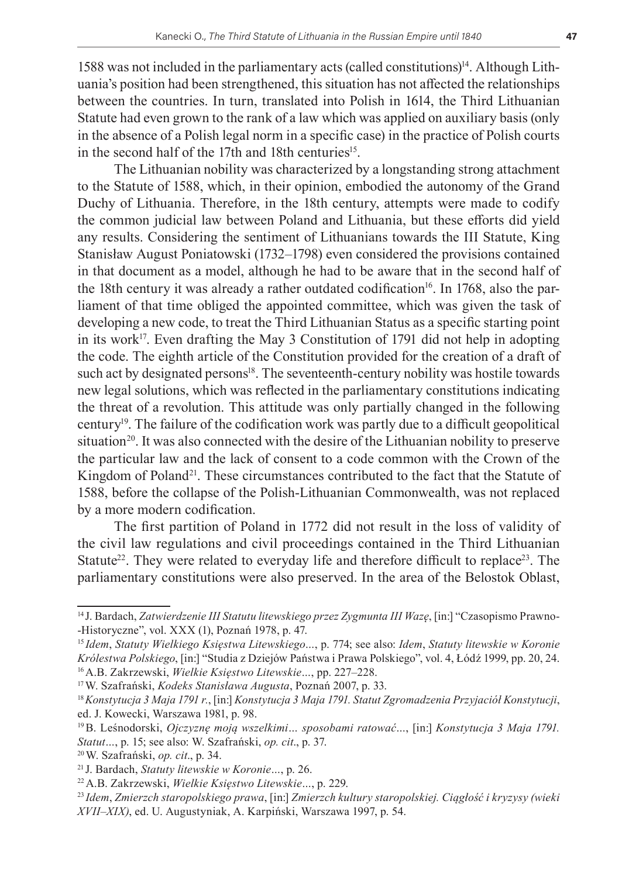1588 was not included in the parliamentary acts (called constitutions)[14]. Although Lithuania's position had been strengthened, this situation has not affected the relationships between the countries. In turn, translated into Polish in 1614, the Third Lithuanian Statute had even grown to the rank of a law which was applied on auxiliary basis (only in the absence of a Polish legal norm in a specific case) in the practice of Polish courts in the second half of the 17th and 18th centuries[15].

The Lithuanian nobility was characterized by a longstanding strong attachment to the Statute of 1588, which, in their opinion, embodied the autonomy of the Grand Duchy of Lithuania. Therefore, in the 18th century, attempts were made to codify the common judicial law between Poland and Lithuania, but these efforts did yield any results. Considering the sentiment of Lithuanians towards the III Statute, King Stanisław August Poniatowski (1732–1798) even considered the provisions contained in that document as a model, although he had to be aware that in the second half of the 18th century it was already a rather outdated codification[16]. In 1768, also the parliament of that time obliged the appointed committee, which was given the task of developing a new code, to treat the Third Lithuanian Status as a specific starting point in its work[17]. Even drafting the May 3 Constitution of 1791 did not help in adopting the code. The eighth article of the Constitution provided for the creation of a draft of such act by designated persons[18]. The seventeenth-century nobility was hostile towards new legal solutions, which was reflected in the parliamentary constitutions indicating the threat of a revolution. This attitude was only partially changed in the following century[19]. The failure of the codification work was partly due to a difficult geopolitical situation[20]. It was also connected with the desire of the Lithuanian nobility to preserve the particular law and the lack of consent to a code common with the Crown of the Kingdom of Poland[21]. These circumstances contributed to the fact that the Statute of 1588, before the collapse of the Polish-Lithuanian Commonwealth, was not replaced by a more modern codification.

The first partition of Poland in 1772 did not result in the loss of validity of the civil law regulations and civil proceedings contained in the Third Lithuanian Statute[22]. They were related to everyday life and therefore difficult to replace[23]. The parliamentary constitutions were also preserved. In the area of the Belostok Oblast,

---

[14] J. Bardach, *Zatwierdzenie III Statutu litewskiego przez Zygmunta III Wazę*, [in:] "Czasopismo Prawno--Historyczne", vol. XXX (1), Poznań 1978, p. 47.

[15] *Idem*, *Statuty Wielkiego Księstwa Litewskiego*..., p. 774; see also: *Idem*, *Statuty litewskie w Koronie Królestwa Polskiego*, [in:] "Studia z Dziejów Państwa i Prawa Polskiego", vol. 4, Łódź 1999, pp. 20, 24.

[16] A.B. Zakrzewski, *Wielkie Księstwo Litewskie*..., pp. 227–228.

[17] W. Szafrański, *Kodeks Stanisława Augusta*, Poznań 2007, p. 33.

[18] *Konstytucja 3 Maja 1791 r.*, [in:] *Konstytucja 3 Maja 1791. Statut Zgromadzenia Przyjaciół Konstytucji*, ed. J. Kowecki, Warszawa 1981, p. 98.

[19] B. Leśnodorski, *Ojczyznę moją wszelkimi... sposobami ratować*..., [in:] *Konstytucja 3 Maja 1791. Statut*..., p. 15; see also: W. Szafrański, *op. cit*., p. 37.

[20] W. Szafrański, *op. cit*., p. 34.

[21] J. Bardach, *Statuty litewskie w Koronie*..., p. 26.

[22] A.B. Zakrzewski, *Wielkie Księstwo Litewskie*..., p. 229.

[23] *Idem*, *Zmierzch staropolskiego prawa*, [in:] *Zmierzch kultury staropolskiej. Ciągłość i kryzysy (wieki XVII–XIX)*, ed. U. Augustyniak, A. Karpiński, Warszawa 1997, p. 54.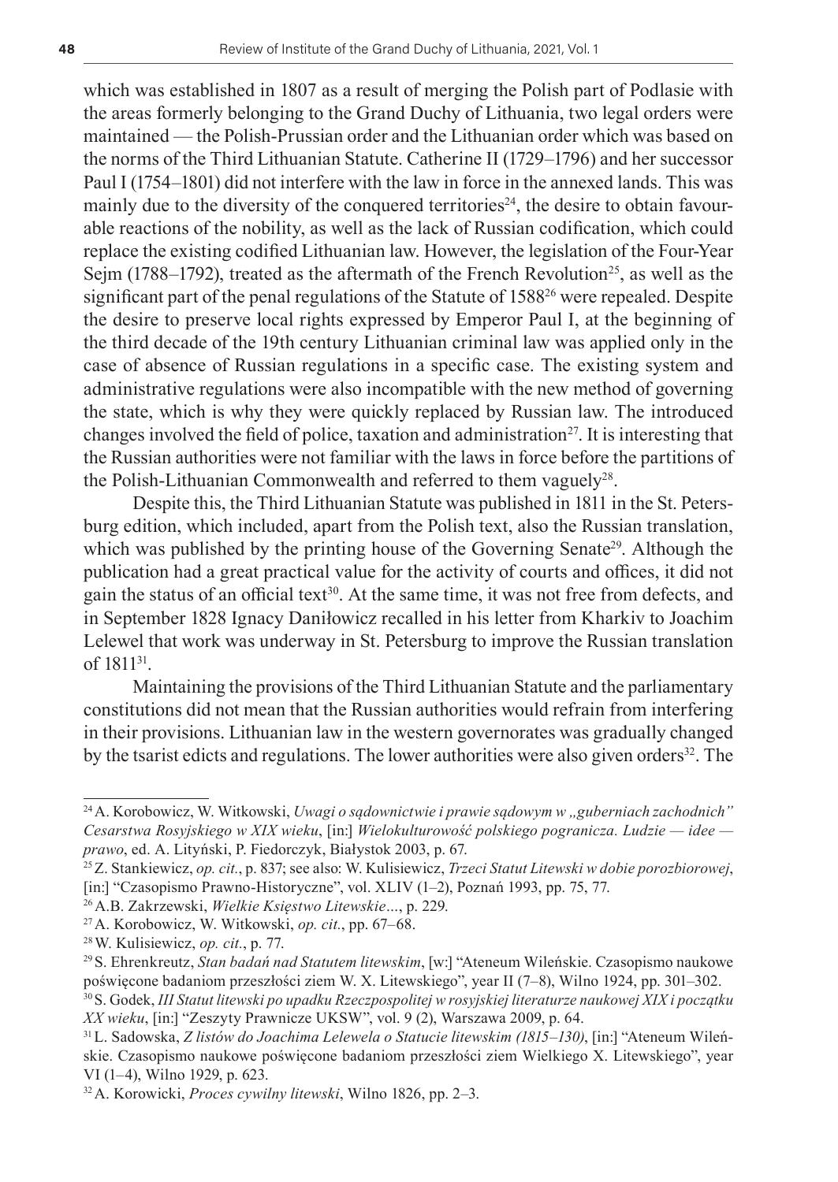which was established in 1807 as a result of merging the Polish part of Podlasie with the areas formerly belonging to the Grand Duchy of Lithuania, two legal orders were maintained — the Polish-Prussian order and the Lithuanian order which was based on the norms of the Third Lithuanian Statute. Catherine II (1729–1796) and her successor Paul I (1754–1801) did not interfere with the law in force in the annexed lands. This was mainly due to the diversity of the conquered territories[24], the desire to obtain favourable reactions of the nobility, as well as the lack of Russian codification, which could replace the existing codified Lithuanian law. However, the legislation of the Four-Year Sejm (1788–1792), treated as the aftermath of the French Revolution[25], as well as the significant part of the penal regulations of the Statute of 1588[26] were repealed. Despite the desire to preserve local rights expressed by Emperor Paul I, at the beginning of the third decade of the 19th century Lithuanian criminal law was applied only in the case of absence of Russian regulations in a specific case. The existing system and administrative regulations were also incompatible with the new method of governing the state, which is why they were quickly replaced by Russian law. The introduced changes involved the field of police, taxation and administration[27]. It is interesting that the Russian authorities were not familiar with the laws in force before the partitions of the Polish-Lithuanian Commonwealth and referred to them vaguely[28].

Despite this, the Third Lithuanian Statute was published in 1811 in the St. Petersburg edition, which included, apart from the Polish text, also the Russian translation, which was published by the printing house of the Governing Senate[29]. Although the publication had a great practical value for the activity of courts and offices, it did not gain the status of an official text[30]. At the same time, it was not free from defects, and in September 1828 Ignacy Daniłowicz recalled in his letter from Kharkiv to Joachim Lelewel that work was underway in St. Petersburg to improve the Russian translation of 1811[31].

Maintaining the provisions of the Third Lithuanian Statute and the parliamentary constitutions did not mean that the Russian authorities would refrain from interfering in their provisions. Lithuanian law in the western governorates was gradually changed by the tsarist edicts and regulations. The lower authorities were also given orders[32]. The

---

[24] A. Korobowicz, W. Witkowski, *Uwagi o sądownictwie i prawie sądowym w „guberniach zachodnich" Cesarstwa Rosyjskiego w XIX wieku*, [in:] *Wielokulturowość polskiego pogranicza. Ludzie — idee — prawo*, ed. A. Lityński, P. Fiedorczyk, Białystok 2003, p. 67.

[25] Z. Stankiewicz, *op. cit.*, p. 837; see also: W. Kulisiewicz, *Trzeci Statut Litewski w dobie porozbiorowej*, [in:] "Czasopismo Prawno-Historyczne", vol. XLIV (1–2), Poznań 1993, pp. 75, 77.

[26] A.B. Zakrzewski, *Wielkie Księstwo Litewskie…*, p. 229.

[27] A. Korobowicz, W. Witkowski, *op. cit.*, pp. 67–68.

[28] W. Kulisiewicz, *op. cit.*, p. 77.

[29] S. Ehrenkreutz, *Stan badań nad Statutem litewskim*, [w:] "Ateneum Wileńskie. Czasopismo naukowe poświęcone badaniom przeszłości ziem W. X. Litewskiego", year II (7–8), Wilno 1924, pp. 301–302.

[30] S. Godek, *III Statut litewski po upadku Rzeczpospolitej w rosyjskiej literaturze naukowej XIX i początku XX wieku*, [in:] "Zeszyty Prawnicze UKSW", vol. 9 (2), Warszawa 2009, p. 64.

[31] L. Sadowska, *Z listów do Joachima Lelewela o Statucie litewskim (1815–130)*, [in:] "Ateneum Wileńskie. Czasopismo naukowe poświęcone badaniom przeszłości ziem Wielkiego X. Litewskiego", year VI (1–4), Wilno 1929, p. 623.

[32] A. Korowicki, *Proces cywilny litewski*, Wilno 1826, pp. 2–3.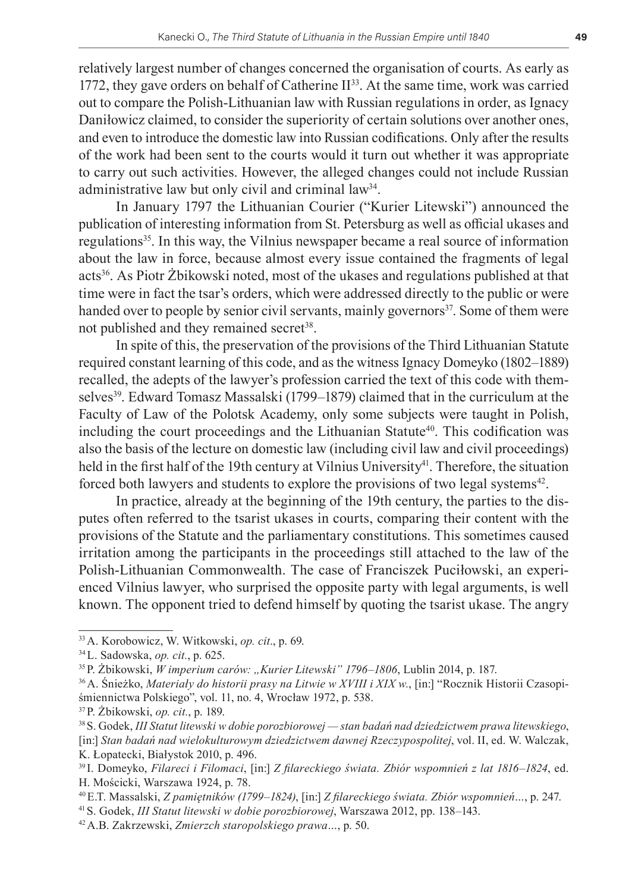relatively largest number of changes concerned the organisation of courts. As early as 1772, they gave orders on behalf of Catherine II[33]. At the same time, work was carried out to compare the Polish-Lithuanian law with Russian regulations in order, as Ignacy Daniłowicz claimed, to consider the superiority of certain solutions over another ones, and even to introduce the domestic law into Russian codifications. Only after the results of the work had been sent to the courts would it turn out whether it was appropriate to carry out such activities. However, the alleged changes could not include Russian administrative law but only civil and criminal law[34].

In January 1797 the Lithuanian Courier ("Kurier Litewski") announced the publication of interesting information from St. Petersburg as well as official ukases and regulations[35]. In this way, the Vilnius newspaper became a real source of information about the law in force, because almost every issue contained the fragments of legal acts[36]. As Piotr Żbikowski noted, most of the ukases and regulations published at that time were in fact the tsar's orders, which were addressed directly to the public or were handed over to people by senior civil servants, mainly governors[37]. Some of them were not published and they remained secret[38].

In spite of this, the preservation of the provisions of the Third Lithuanian Statute required constant learning of this code, and as the witness Ignacy Domeyko (1802–1889) recalled, the adepts of the lawyer's profession carried the text of this code with themselves[39]. Edward Tomasz Massalski (1799–1879) claimed that in the curriculum at the Faculty of Law of the Polotsk Academy, only some subjects were taught in Polish, including the court proceedings and the Lithuanian Statute[40]. This codification was also the basis of the lecture on domestic law (including civil law and civil proceedings) held in the first half of the 19th century at Vilnius University[41]. Therefore, the situation forced both lawyers and students to explore the provisions of two legal systems[42].

In practice, already at the beginning of the 19th century, the parties to the disputes often referred to the tsarist ukases in courts, comparing their content with the provisions of the Statute and the parliamentary constitutions. This sometimes caused irritation among the participants in the proceedings still attached to the law of the Polish-Lithuanian Commonwealth. The case of Franciszek Puciłowski, an experienced Vilnius lawyer, who surprised the opposite party with legal arguments, is well known. The opponent tried to defend himself by quoting the tsarist ukase. The angry

---

[33] A. Korobowicz, W. Witkowski, *op. cit*., p. 69.

[34] L. Sadowska, *op. cit.*, p. 625.

[35] P. Żbikowski, *W imperium carów: „Kurier Litewski" 1796–1806*, Lublin 2014, p. 187.

[36] A. Śnieżko, *Materiały do historii prasy na Litwie w XVIII i XIX w.*, [in:] "Rocznik Historii Czasopiśmiennictwa Polskiego", vol. 11, no. 4, Wrocław 1972, p. 538.

[37] P. Żbikowski, *op. cit.*, p. 189.

[38] S. Godek, *III Statut litewski w dobie porozbiorowej — stan badań nad dziedzictwem prawa litewskiego*, [in:] *Stan badań nad wielokulturowym dziedzictwem dawnej Rzeczypospolitej*, vol. II, ed. W. Walczak, K. Łopatecki, Białystok 2010, p. 496.

[39] I. Domeyko, *Filareci i Filomaci*, [in:] *Z filareckiego świata. Zbiór wspomnień z lat 1816–1824*, ed. H. Mościcki, Warszawa 1924, p. 78.

[40] E.T. Massalski, *Z pamiętników (1799–1824)*, [in:] *Z filareckiego świata. Zbiór wspomnień*..., p. 247.

[41] S. Godek, *III Statut litewski w dobie porozbiorowej*, Warszawa 2012, pp. 138–143.

[42] A.B. Zakrzewski, *Zmierzch staropolskiego prawa*..., p. 50.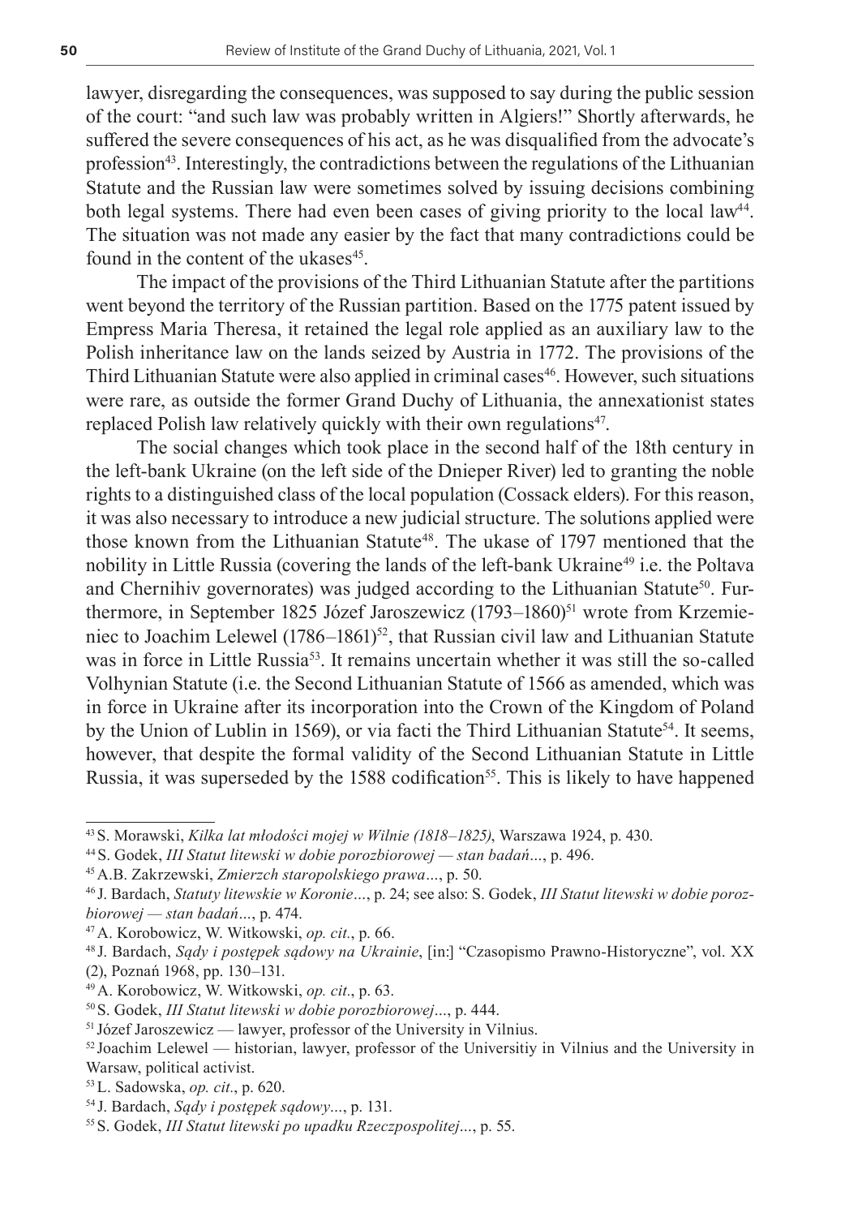lawyer, disregarding the consequences, was supposed to say during the public session of the court: "and such law was probably written in Algiers!" Shortly afterwards, he suffered the severe consequences of his act, as he was disqualified from the advocate's profession[43]. Interestingly, the contradictions between the regulations of the Lithuanian Statute and the Russian law were sometimes solved by issuing decisions combining both legal systems. There had even been cases of giving priority to the local law[44]. The situation was not made any easier by the fact that many contradictions could be found in the content of the ukases[45].

The impact of the provisions of the Third Lithuanian Statute after the partitions went beyond the territory of the Russian partition. Based on the 1775 patent issued by Empress Maria Theresa, it retained the legal role applied as an auxiliary law to the Polish inheritance law on the lands seized by Austria in 1772. The provisions of the Third Lithuanian Statute were also applied in criminal cases[46]. However, such situations were rare, as outside the former Grand Duchy of Lithuania, the annexationist states replaced Polish law relatively quickly with their own regulations[47].

The social changes which took place in the second half of the 18th century in the left-bank Ukraine (on the left side of the Dnieper River) led to granting the noble rights to a distinguished class of the local population (Cossack elders). For this reason, it was also necessary to introduce a new judicial structure. The solutions applied were those known from the Lithuanian Statute[48]. The ukase of 1797 mentioned that the nobility in Little Russia (covering the lands of the left-bank Ukraine[49] i.e. the Poltava and Chernihiv governorates) was judged according to the Lithuanian Statute[50]. Furthermore, in September 1825 Józef Jaroszewicz (1793–1860)[51] wrote from Krzemieniec to Joachim Lelewel (1786–1861)[52], that Russian civil law and Lithuanian Statute was in force in Little Russia[53]. It remains uncertain whether it was still the so-called Volhynian Statute (i.e. the Second Lithuanian Statute of 1566 as amended, which was in force in Ukraine after its incorporation into the Crown of the Kingdom of Poland by the Union of Lublin in 1569), or via facti the Third Lithuanian Statute[54]. It seems, however, that despite the formal validity of the Second Lithuanian Statute in Little Russia, it was superseded by the 1588 codification[55]. This is likely to have happened

---

[43] S. Morawski, *Kilka lat młodości mojej w Wilnie (1818–1825)*, Warszawa 1924, p. 430.

[44] S. Godek, *III Statut litewski w dobie porozbiorowej — stan badań*..., p. 496.

[45] A.B. Zakrzewski, *Zmierzch staropolskiego prawa*..., p. 50.

[46] J. Bardach, *Statuty litewskie w Koronie*..., p. 24; see also: S. Godek, *III Statut litewski w dobie porozbiorowej — stan badań*..., p. 474.

[47] A. Korobowicz, W. Witkowski, *op. cit.*, p. 66.

[48] J. Bardach, *Sądy i postępek sądowy na Ukrainie*, [in:] "Czasopismo Prawno-Historyczne", vol. XX (2), Poznań 1968, pp. 130–131.

[49] A. Korobowicz, W. Witkowski, *op. cit.*, p. 63.

[50] S. Godek, *III Statut litewski w dobie porozbiorowej*..., p. 444.

[51] Józef Jaroszewicz — lawyer, professor of the University in Vilnius.

[52] Joachim Lelewel — historian, lawyer, professor of the Universitiy in Vilnius and the University in Warsaw, political activist.

[53] L. Sadowska, *op. cit.*, p. 620.

[54] J. Bardach, *Sądy i postępek sądowy*..., p. 131.

[55] S. Godek, *III Statut litewski po upadku Rzeczpospolitej*..., p. 55.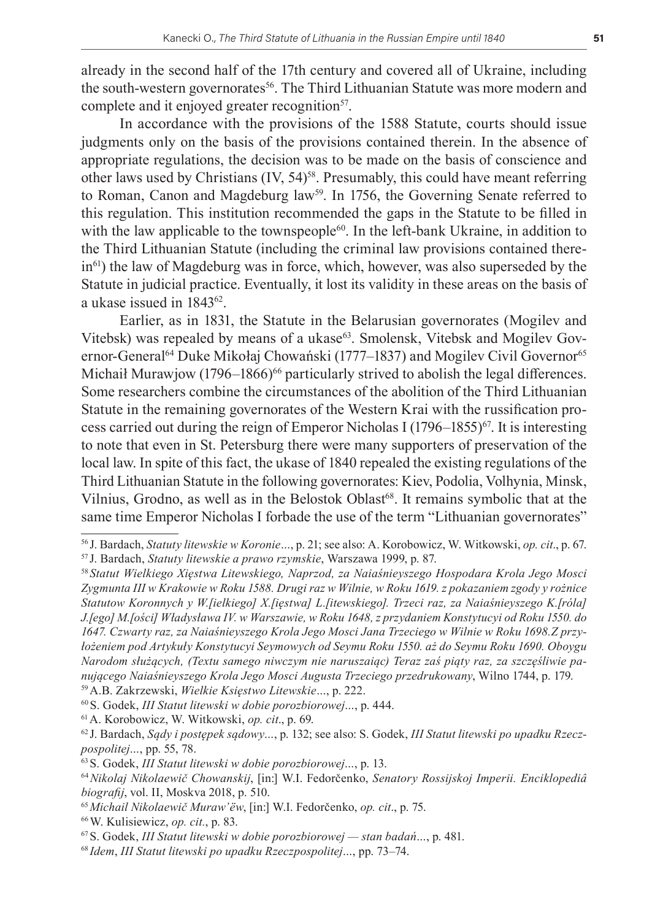already in the second half of the 17th century and covered all of Ukraine, including the south-western governorates[56]. The Third Lithuanian Statute was more modern and complete and it enjoyed greater recognition[57].

In accordance with the provisions of the 1588 Statute, courts should issue judgments only on the basis of the provisions contained therein. In the absence of appropriate regulations, the decision was to be made on the basis of conscience and other laws used by Christians (IV, 54)[58]. Presumably, this could have meant referring to Roman, Canon and Magdeburg law[59]. In 1756, the Governing Senate referred to this regulation. This institution recommended the gaps in the Statute to be filled in with the law applicable to the townspeople[60]. In the left-bank Ukraine, in addition to the Third Lithuanian Statute (including the criminal law provisions contained therein[61]) the law of Magdeburg was in force, which, however, was also superseded by the Statute in judicial practice. Eventually, it lost its validity in these areas on the basis of a ukase issued in 1843[62].

Earlier, as in 1831, the Statute in the Belarusian governorates (Mogilev and Vitebsk) was repealed by means of a ukase[63]. Smolensk, Vitebsk and Mogilev Governor-General[64] Duke Mikołaj Chowański (1777–1837) and Mogilev Civil Governor[65] Michaił Murawjow (1796–1866)[66] particularly strived to abolish the legal differences. Some researchers combine the circumstances of the abolition of the Third Lithuanian Statute in the remaining governorates of the Western Krai with the russification process carried out during the reign of Emperor Nicholas I (1796–1855)[67]. It is interesting to note that even in St. Petersburg there were many supporters of preservation of the local law. In spite of this fact, the ukase of 1840 repealed the existing regulations of the Third Lithuanian Statute in the following governorates: Kiev, Podolia, Volhynia, Minsk, Vilnius, Grodno, as well as in the Belostok Oblast[68]. It remains symbolic that at the same time Emperor Nicholas I forbade the use of the term "Lithuanian governorates"

---

[56] J. Bardach, *Statuty litewskie w Koronie*..., p. 21; see also: A. Korobowicz, W. Witkowski, *op. cit*., p. 67.

[57] J. Bardach, *Statuty litewskie a prawo rzymskie*, Warszawa 1999, p. 87.

[58] *Statut Wielkiego Xięstwa Litewskiego, Naprzod, za Naiaśnieyszego Hospodara Krola Jego Mosci Zygmunta III w Krakowie w Roku 1588. Drugi raz w Wilnie, w Roku 1619. z pokazaniem zgody y rożnice Statutow Koronnych y W.[ielkiego] X.[ięstwa] L.[itewskiego]. Trzeci raz, za Naiaśnieyszego K.[róla] J.[ego] M.[ości] Władysława IV. w Warszawie, w Roku 1648, z przydaniem Konstytucyi od Roku 1550. do 1647. Czwarty raz, za Naiaśnieyszego Krola Jego Mosci Jana Trzeciego w Wilnie w Roku 1698.Z przyłożeniem pod Artykuły Konstytucyi Seymowych od Seymu Roku 1550. aż do Seymu Roku 1690. Oboygu Narodom służących, (Textu samego niwczym nie naruszaiąc) Teraz zaś piąty raz, za szczęśliwie panującego Naiaśnieyszego Krola Jego Mosci Augusta Trzeciego przedrukowany*, Wilno 1744, p. 179.

[59] A.B. Zakrzewski, *Wielkie Księstwo Litewskie*..., p. 222.

[60] S. Godek, *III Statut litewski w dobie porozbiorowej*..., p. 444.

[61] A. Korobowicz, W. Witkowski, *op. cit*., p. 69.

[62] J. Bardach, *Sądy i postępek sądowy*..., p. 132; see also: S. Godek, *III Statut litewski po upadku Rzeczpospolitej*..., pp. 55, 78.

[63] S. Godek, *III Statut litewski w dobie porozbiorowej*..., p. 13.

[64] *Nikolaj Nikolaewič Chowanskij*, [in:] W.I. Fedorčenko, *Senatory Rossijskoj Imperii. Enciklopediâ biografij*, vol. II, Moskva 2018, p. 510.

[65] *Michail Nikolaewič Muraw'ëw*, [in:] W.I. Fedorčenko, *op. cit*., p. 75.

[66] W. Kulisiewicz, *op. cit.*, p. 83.

[67] S. Godek, *III Statut litewski w dobie porozbiorowej — stan badań*..., p. 481.

[68] *Idem*, *III Statut litewski po upadku Rzeczpospolitej*..., pp. 73–74.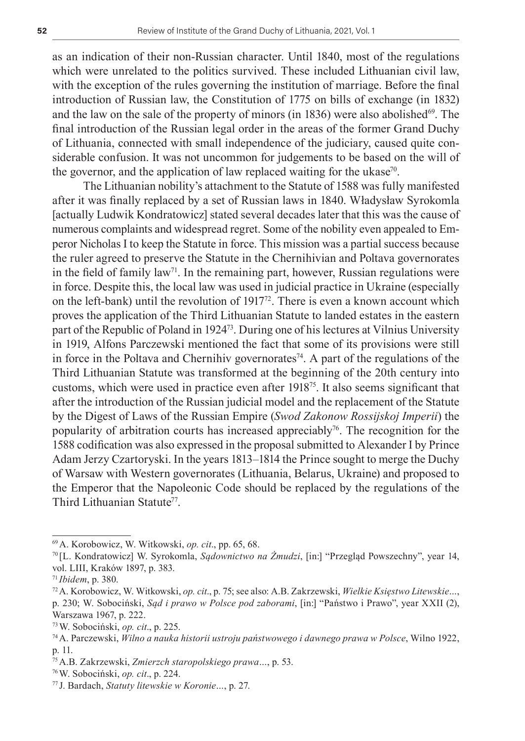as an indication of their non-Russian character. Until 1840, most of the regulations which were unrelated to the politics survived. These included Lithuanian civil law, with the exception of the rules governing the institution of marriage. Before the final introduction of Russian law, the Constitution of 1775 on bills of exchange (in 1832) and the law on the sale of the property of minors (in 1836) were also abolished[69]. The final introduction of the Russian legal order in the areas of the former Grand Duchy of Lithuania, connected with small independence of the judiciary, caused quite considerable confusion. It was not uncommon for judgements to be based on the will of the governor, and the application of law replaced waiting for the ukase[70].

The Lithuanian nobility's attachment to the Statute of 1588 was fully manifested after it was finally replaced by a set of Russian laws in 1840. Władysław Syrokomla [actually Ludwik Kondratowicz] stated several decades later that this was the cause of numerous complaints and widespread regret. Some of the nobility even appealed to Emperor Nicholas I to keep the Statute in force. This mission was a partial success because the ruler agreed to preserve the Statute in the Chernihivian and Poltava governorates in the field of family law[71]. In the remaining part, however, Russian regulations were in force. Despite this, the local law was used in judicial practice in Ukraine (especially on the left-bank) until the revolution of 1917[72]. There is even a known account which proves the application of the Third Lithuanian Statute to landed estates in the eastern part of the Republic of Poland in 1924[73]. During one of his lectures at Vilnius University in 1919, Alfons Parczewski mentioned the fact that some of its provisions were still in force in the Poltava and Chernihiv governorates[74]. A part of the regulations of the Third Lithuanian Statute was transformed at the beginning of the 20th century into customs, which were used in practice even after 1918[75]. It also seems significant that after the introduction of the Russian judicial model and the replacement of the Statute by the Digest of Laws of the Russian Empire (*Swod Zakonow Rossijskoj Imperii*) the popularity of arbitration courts has increased appreciably[76]. The recognition for the 1588 codification was also expressed in the proposal submitted to Alexander I by Prince Adam Jerzy Czartoryski. In the years 1813–1814 the Prince sought to merge the Duchy of Warsaw with Western governorates (Lithuania, Belarus, Ukraine) and proposed to the Emperor that the Napoleonic Code should be replaced by the regulations of the Third Lithuanian Statute[77].

---

[69] A. Korobowicz, W. Witkowski, *op. cit*., pp. 65, 68.

[70] [L. Kondratowicz] W. Syrokomla, *Sądownictwo na Żmudzi*, [in:] "Przegląd Powszechny", year 14, vol. LIII, Kraków 1897, p. 383.

[71] *Ibidem*, p. 380.

[72] A. Korobowicz, W. Witkowski, *op. cit*., p. 75; see also: A.B. Zakrzewski, *Wielkie Księstwo Litewskie*..., p. 230; W. Sobociński, *Sąd i prawo w Polsce pod zaborami*, [in:] "Państwo i Prawo", year XXII (2), Warszawa 1967, p. 222.

[73] W. Sobociński, *op. cit*., p. 225.

[74] A. Parczewski, *Wilno a nauka historii ustroju państwowego i dawnego prawa w Polsce*, Wilno 1922, p. 11.

[75] A.B. Zakrzewski, *Zmierzch staropolskiego prawa*..., p. 53.

[76] W. Sobociński, *op. cit*., p. 224.

[77] J. Bardach, *Statuty litewskie w Koronie*..., p. 27.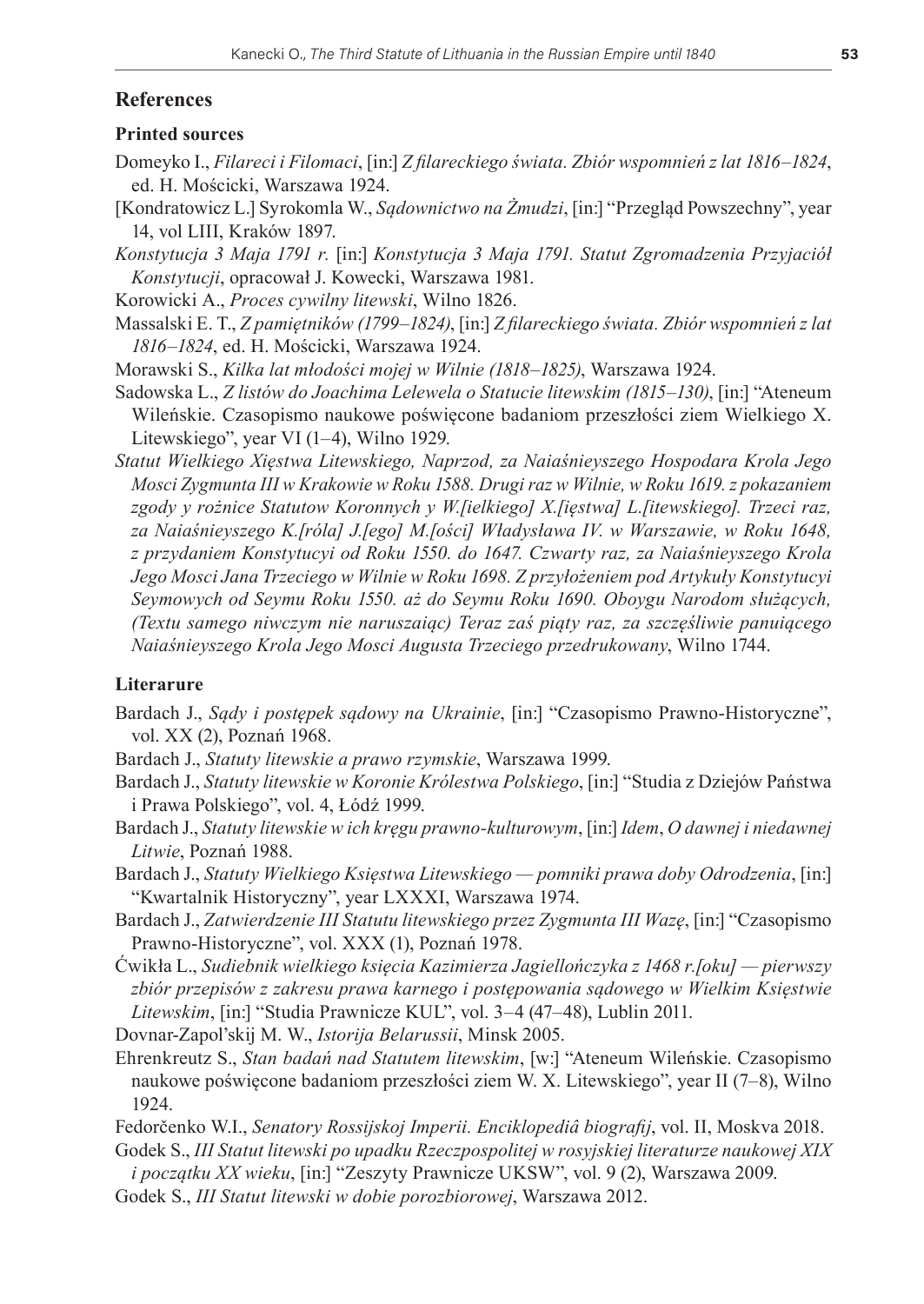## References

### Printed sources

Domeyko I., *Filareci i Filomaci*, [in:] *Z filareckiego świata. Zbiór wspomnień z lat 1816–1824*, ed. H. Mościcki, Warszawa 1924.

[Kondratowicz L.] Syrokomla W., *Sądownictwo na Żmudzi*, [in:] "Przegląd Powszechny", year 14, vol LIII, Kraków 1897.

*Konstytucja 3 Maja 1791 r.* [in:] *Konstytucja 3 Maja 1791. Statut Zgromadzenia Przyjaciół Konstytucji*, opracował J. Kowecki, Warszawa 1981.

Korowicki A., *Proces cywilny litewski*, Wilno 1826.

Massalski E. T., *Z pamiętników (1799–1824)*, [in:] *Z filareckiego świata. Zbiór wspomnień z lat 1816–1824*, ed. H. Mościcki, Warszawa 1924.

Morawski S., *Kilka lat młodości mojej w Wilnie (1818–1825)*, Warszawa 1924.

Sadowska L., *Z listów do Joachima Lelewela o Statucie litewskim (1815–130)*, [in:] "Ateneum Wileńskie. Czasopismo naukowe poświęcone badaniom przeszłości ziem Wielkiego X. Litewskiego", year VI (1–4), Wilno 1929.

*Statut Wielkiego Xięstwa Litewskiego, Naprzod, za Naiaśnieyszego Hospodara Krola Jego Mosci Zygmunta III w Krakowie w Roku 1588. Drugi raz w Wilnie, w Roku 1619. z pokazaniem zgody y rożnice Statutow Koronnych y W.[ielkiego] X.[ięstwa] L.[itewskiego]. Trzeci raz, za Naiaśnieyszego K.[róla] J.[ego] M.[ości] Władysława IV. w Warszawie, w Roku 1648, z przydaniem Konstytucyi od Roku 1550. do 1647. Czwarty raz, za Naiaśnieyszego Krola Jego Mosci Jana Trzeciego w Wilnie w Roku 1698. Z przyłożeniem pod Artykuły Konstytucyi Seymowych od Seymu Roku 1550. aż do Seymu Roku 1690. Oboygu Narodom służących, (Textu samego niwczym nie naruszaiąc) Teraz zaś piąty raz, za szczęśliwie panuiącego Naiaśnieyszego Krola Jego Mosci Augusta Trzeciego przedrukowany*, Wilno 1744.

### Literarure

Bardach J., *Sądy i postępek sądowy na Ukrainie*, [in:] "Czasopismo Prawno-Historyczne", vol. XX (2), Poznań 1968.

Bardach J., *Statuty litewskie a prawo rzymskie*, Warszawa 1999.

Bardach J., *Statuty litewskie w Koronie Królestwa Polskiego*, [in:] "Studia z Dziejów Państwa i Prawa Polskiego", vol. 4, Łódź 1999.

Bardach J., *Statuty litewskie w ich kręgu prawno-kulturowym*, [in:] *Idem*, *O dawnej i niedawnej Litwie*, Poznań 1988.

Bardach J., *Statuty Wielkiego Księstwa Litewskiego — pomniki prawa doby Odrodzenia*, [in:] "Kwartalnik Historyczny", year LXXXI, Warszawa 1974.

Bardach J., *Zatwierdzenie III Statutu litewskiego przez Zygmunta III Wazę*, [in:] "Czasopismo Prawno-Historyczne", vol. XXX (1), Poznań 1978.

Ćwikła L., *Sudiebnik wielkiego księcia Kazimierza Jagiellończyka z 1468 r.[oku] — pierwszy zbiór przepisów z zakresu prawa karnego i postępowania sądowego w Wielkim Księstwie Litewskim*, [in:] "Studia Prawnicze KUL", vol. 3–4 (47–48), Lublin 2011.

Dovnar-Zapol'skij M. W., *Istorija Belarussii*, Minsk 2005.

Ehrenkreutz S., *Stan badań nad Statutem litewskim*, [w:] "Ateneum Wileńskie. Czasopismo naukowe poświęcone badaniom przeszłości ziem W. X. Litewskiego", year II (7–8), Wilno 1924.

Fedorčenko W.I., *Senatory Rossijskoj Imperii. Enciklopediâ biografij*, vol. II, Moskva 2018.

Godek S., *III Statut litewski po upadku Rzeczpospolitej w rosyjskiej literaturze naukowej XIX i początku XX wieku*, [in:] "Zeszyty Prawnicze UKSW", vol. 9 (2), Warszawa 2009.

Godek S., *III Statut litewski w dobie porozbiorowej*, Warszawa 2012.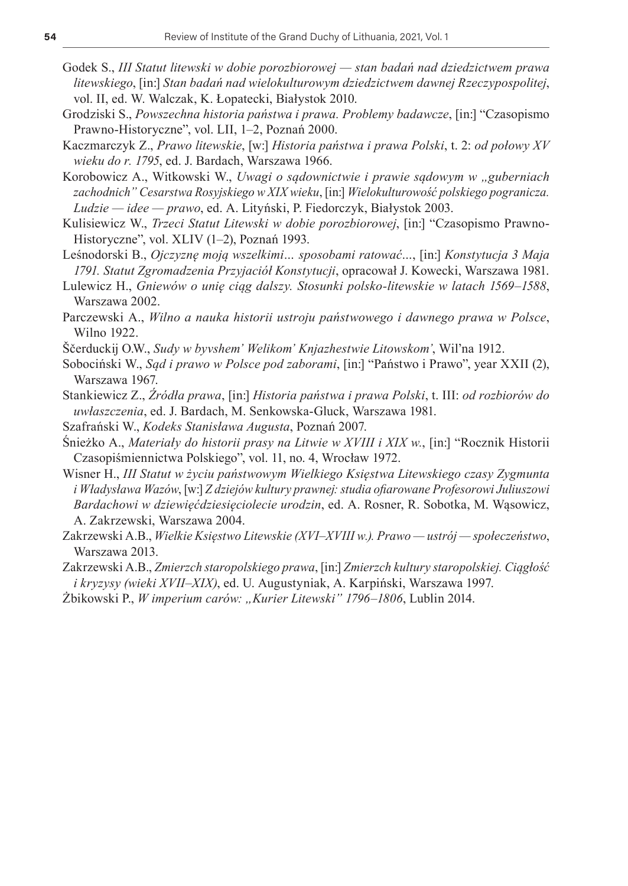Godek S., *III Statut litewski w dobie porozbiorowej — stan badań nad dziedzictwem prawa litewskiego*, [in:] *Stan badań nad wielokulturowym dziedzictwem dawnej Rzeczypospolitej*, vol. II, ed. W. Walczak, K. Łopatecki, Białystok 2010.

Grodziski S., *Powszechna historia państwa i prawa. Problemy badawcze*, [in:] "Czasopismo Prawno-Historyczne", vol. LII, 1–2, Poznań 2000.

Kaczmarczyk Z., *Prawo litewskie*, [w:] *Historia państwa i prawa Polski*, t. 2: *od połowy XV wieku do r. 1795*, ed. J. Bardach, Warszawa 1966.

Korobowicz A., Witkowski W., *Uwagi o sądownictwie i prawie sądowym w „guberniach zachodnich" Cesarstwa Rosyjskiego w XIX wieku*, [in:] *Wielokulturowość polskiego pogranicza. Ludzie — idee — prawo*, ed. A. Lityński, P. Fiedorczyk, Białystok 2003.

Kulisiewicz W., *Trzeci Statut Litewski w dobie porozbiorowej*, [in:] "Czasopismo Prawno-Historyczne", vol. XLIV (1–2), Poznań 1993.

Leśnodorski B., *Ojczyznę moją wszelkimi… sposobami ratować…*, [in:] *Konstytucja 3 Maja 1791. Statut Zgromadzenia Przyjaciół Konstytucji*, opracował J. Kowecki, Warszawa 1981.

Lulewicz H., *Gniewów o unię ciąg dalszy. Stosunki polsko-litewskie w latach 1569–1588*, Warszawa 2002.

Parczewski A., *Wilno a nauka historii ustroju państwowego i dawnego prawa w Polsce*, Wilno 1922.

Ščerduckij O.W., *Sudy w byvshem' Welikom' Knjazhestwie Litowskom'*, Wil'na 1912.

Sobociński W., *Sąd i prawo w Polsce pod zaborami*, [in:] "Państwo i Prawo", year XXII (2), Warszawa 1967.

Stankiewicz Z., *Źródła prawa*, [in:] *Historia państwa i prawa Polski*, t. III: *od rozbiorów do uwłaszczenia*, ed. J. Bardach, M. Senkowska-Gluck, Warszawa 1981.

Szafrański W., *Kodeks Stanisława Augusta*, Poznań 2007.

Śnieżko A., *Materiały do historii prasy na Litwie w XVIII i XIX w.*, [in:] "Rocznik Historii Czasopiśmiennictwa Polskiego", vol. 11, no. 4, Wrocław 1972.

Wisner H., *III Statut w życiu państwowym Wielkiego Księstwa Litewskiego czasy Zygmunta i Władysława Wazów*, [w:] *Z dziejów kultury prawnej: studia ofiarowane Profesorowi Juliuszowi Bardachowi w dziewięćdziesięciolecie urodzin*, ed. A. Rosner, R. Sobotka, M. Wąsowicz, A. Zakrzewski, Warszawa 2004.

Zakrzewski A.B., *Wielkie Księstwo Litewskie (XVI–XVIII w.). Prawo — ustrój — społeczeństwo*, Warszawa 2013.

Zakrzewski A.B., *Zmierzch staropolskiego prawa*, [in:] *Zmierzch kultury staropolskiej. Ciągłość i kryzysy (wieki XVII–XIX)*, ed. U. Augustyniak, A. Karpiński, Warszawa 1997.

Żbikowski P., *W imperium carów: „Kurier Litewski" 1796–1806*, Lublin 2014.